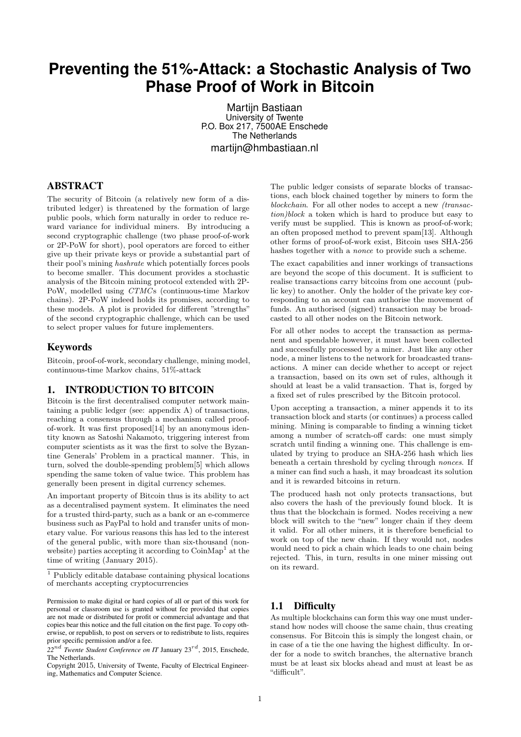# Preventing the 51%-Attack: a Stochastic Analysis of Two Phase Proof of Work in Bitcoin

Martijn Bastiaan
University of Twente
P.O. Box 217, 7500AE Enschede
The Netherlands
martijn@hmbastiaan.nl

## ABSTRACT

The security of Bitcoin (a relatively new form of a distributed ledger) is threatened by the formation of large public pools, which form naturally in order to reduce reward variance for individual miners. By introducing a second cryptographic challenge (two phase proof-of-work or 2P-PoW for short), pool operators are forced to either give up their private keys or provide a substantial part of their pool's mining *hashrate* which potentially forces pools to become smaller. This document provides a stochastic analysis of the Bitcoin mining protocol extended with 2P-PoW, modelled using *CTMC*s (continuous-time Markov chains). 2P-PoW indeed holds its promises, according to these models. A plot is provided for different "strengths" of the second cryptographic challenge, which can be used to select proper values for future implementers.

## Keywords

Bitcoin, proof-of-work, secondary challenge, mining model, continuous-time Markov chains, 51%-attack

## 1. INTRODUCTION TO BITCOIN

Bitcoin is the first decentralised computer network maintaining a public ledger (see: appendix A) of transactions, reaching a consensus through a mechanism called proof-of-work. It was first proposed[14] by an anonymous identity known as Satoshi Nakamoto, triggering interest from computer scientists as it was the first to solve the Byzantine Generals' Problem in a practical manner. This, in turn, solved the double-spending problem[5] which allows spending the same token of value twice. This problem has generally been present in digital currency schemes.

An important property of Bitcoin thus is its ability to act as a decentralised payment system. It eliminates the need for a trusted third-party, such as a bank or an e-commerce business such as PayPal to hold and transfer units of monetary value. For various reasons this has led to the interest of the general public, with more than six-thousand (non-website) parties accepting it according to CoinMap[1] at the time of writing (January 2015).

[1] Publicly editable database containing physical locations of merchants accepting cryptocurrencies

Permission to make digital or hard copies of all or part of this work for personal or classroom use is granted without fee provided that copies are not made or distributed for profit or commercial advantage and that copies bear this notice and the full citation on the first page. To copy otherwise, or republish, to post on servers or to redistribute to lists, requires prior specific permission and/or a fee.
*22nd Twente Student Conference on IT* January 23rd, 2015, Enschede, The Netherlands.
Copyright 2015, University of Twente, Faculty of Electrical Engineering, Mathematics and Computer Science.

The public ledger consists of separate blocks of transactions, each block chained together by miners to form the *blockchain*. For all other nodes to accept a new *(transaction)block* a token which is hard to produce but easy to verify must be supplied. This is known as proof-of-work; an often proposed method to prevent spam[13]. Although other forms of proof-of-work exist, Bitcoin uses SHA-256 hashes together with a *nonce* to provide such a scheme.

The exact capabilities and inner workings of transactions are beyond the scope of this document. It is sufficient to realise transactions carry bitcoins from one account (public key) to another. Only the holder of the private key corresponding to an account can authorise the movement of funds. An authorised (signed) transaction may be broadcasted to all other nodes on the Bitcoin network.

For all other nodes to accept the transaction as permanent and spendable however, it must have been collected and successfully processed by a miner. Just like any other node, a miner listens to the network for broadcasted transactions. A miner can decide whether to accept or reject a transaction, based on its own set of rules, although it should at least be a valid transaction. That is, forged by a fixed set of rules prescribed by the Bitcoin protocol.

Upon accepting a transaction, a miner appends it to its transaction block and starts (or continues) a process called mining. Mining is comparable to finding a winning ticket among a number of scratch-off cards: one must simply scratch until finding a winning one. This challenge is emulated by trying to produce an SHA-256 hash which lies beneath a certain threshold by cycling through *nonces*. If a miner can find such a hash, it may broadcast its solution and it is rewarded bitcoins in return.

The produced hash not only protects transactions, but also covers the hash of the previously found block. It is thus that the blockchain is formed. Nodes receiving a new block will switch to the "new" longer chain if they deem it valid. For all other miners, it is therefore beneficial to work on top of the new chain. If they would not, nodes would need to pick a chain which leads to one chain being rejected. This, in turn, results in one miner missing out on its reward.

### 1.1 Difficulty

As multiple blockchains can form this way one must understand how nodes will choose the same chain, thus creating consensus. For Bitcoin this is simply the longest chain, or in case of a tie the one having the highest difficulty. In order for a node to switch branches, the alternative branch must be at least six blocks ahead and must at least be as "difficult".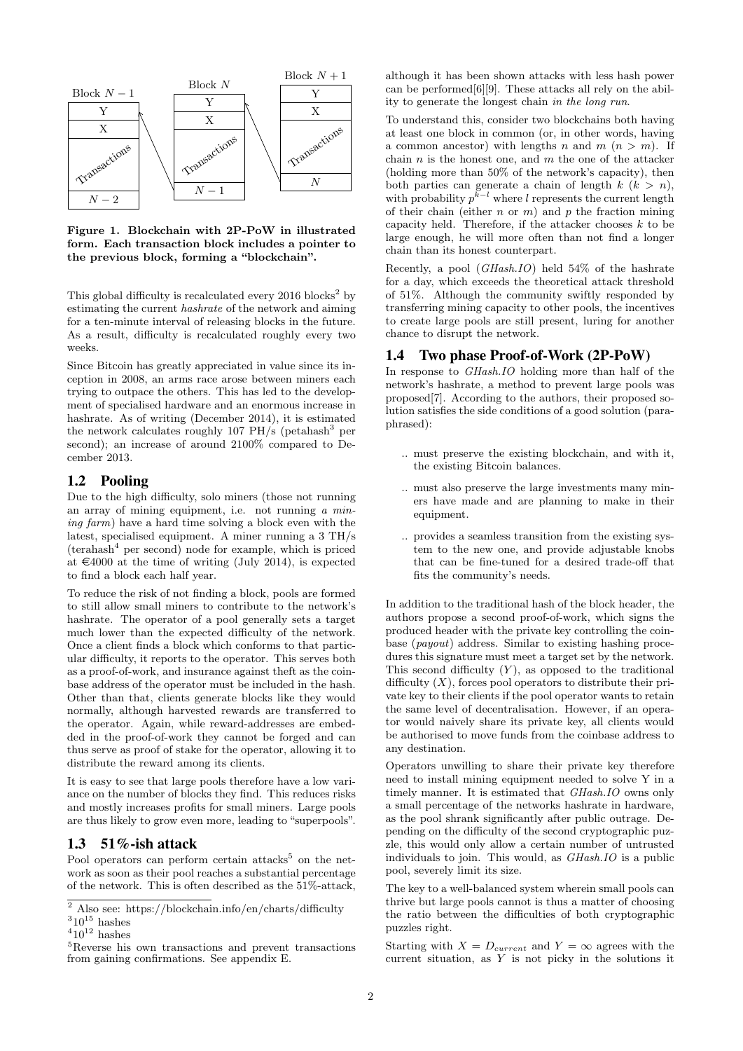Figure 1. Blockchain with 2P-PoW in illustrated form. Each transaction block includes a pointer to the previous block, forming a "blockchain".

This global difficulty is recalculated every 2016 blocks[2] by estimating the current *hashrate* of the network and aiming for a ten-minute interval of releasing blocks in the future. As a result, difficulty is recalculated roughly every two weeks.

Since Bitcoin has greatly appreciated in value since its inception in 2008, an arms race arose between miners each trying to outpace the others. This has led to the development of specialised hardware and an enormous increase in hashrate. As of writing (December 2014), it is estimated the network calculates roughly 107 PH/s (petahash[3] per second); an increase of around 2100% compared to December 2013.

## 1.2 Pooling

Due to the high difficulty, solo miners (those not running an array of mining equipment, i.e. not running *a mining farm*) have a hard time solving a block even with the latest, specialised equipment. A miner running a 3 TH/s (terahash[4] per second) node for example, which is priced at €4000 at the time of writing (July 2014), is expected to find a block each half year.

To reduce the risk of not finding a block, pools are formed to still allow small miners to contribute to the network's hashrate. The operator of a pool generally sets a target much lower than the expected difficulty of the network. Once a client finds a block which conforms to that particular difficulty, it reports to the operator. This serves both as a proof-of-work, and insurance against theft as the coinbase address of the operator must be included in the hash. Other than that, clients generate blocks like they would normally, although harvested rewards are transferred to the operator. Again, while reward-addresses are embedded in the proof-of-work they cannot be forged and can thus serve as proof of stake for the operator, allowing it to distribute the reward among its clients.

It is easy to see that large pools therefore have a low variance on the number of blocks they find. This reduces risks and mostly increases profits for small miners. Large pools are thus likely to grow even more, leading to "superpools".

## 1.3 51%-ish attack

Pool operators can perform certain attacks[5] on the network as soon as their pool reaches a substantial percentage of the network. This is often described as the 51%-attack, although it has been shown attacks with less hash power can be performed[6][9]. These attacks all rely on the ability to generate the longest chain *in the long run*.

To understand this, consider two blockchains both having at least one block in common (or, in other words, having a common ancestor) with lengths $n$ and $m$ ($n > m$). If chain $n$ is the honest one, and $m$ the one of the attacker (holding more than 50% of the network's capacity), then both parties can generate a chain of length $k$ ($k > n$), with probability $p^{k-l}$ where $l$ represents the current length of their chain (either $n$ or $m$) and $p$ the fraction mining capacity held. Therefore, if the attacker chooses $k$ to be large enough, he will more often than not find a longer chain than its honest counterpart.

Recently, a pool (*GHash.IO*) held 54% of the hashrate for a day, which exceeds the theoretical attack threshold of 51%. Although the community swiftly responded by transferring mining capacity to other pools, the incentives to create large pools are still present, luring for another chance to disrupt the network.

## 1.4 Two phase Proof-of-Work (2P-PoW)

In response to *GHash.IO* holding more than half of the network's hashrate, a method to prevent large pools was proposed[7]. According to the authors, their proposed solution satisfies the side conditions of a good solution (paraphrased):

- .. must preserve the existing blockchain, and with it, the existing Bitcoin balances.
- .. must also preserve the large investments many miners have made and are planning to make in their equipment.
- .. provides a seamless transition from the existing system to the new one, and provide adjustable knobs that can be fine-tuned for a desired trade-off that fits the community's needs.

In addition to the traditional hash of the block header, the authors propose a second proof-of-work, which signs the produced header with the private key controlling the coinbase (*payout*) address. Similar to existing hashing procedures this signature must meet a target set by the network. This second difficulty ($Y$), as opposed to the traditional difficulty ($X$), forces pool operators to distribute their private key to their clients if the pool operator wants to retain the same level of decentralisation. However, if an operator would naively share its private key, all clients would be authorised to move funds from the coinbase address to any destination.

Operators unwilling to share their private key therefore need to install mining equipment needed to solve Y in a timely manner. It is estimated that *GHash.IO* owns only a small percentage of the networks hashrate in hardware, as the pool shrank significantly after public outrage. Depending on the difficulty of the second cryptographic puzzle, this would only allow a certain number of untrusted individuals to join. This would, as *GHash.IO* is a public pool, severely limit its size.

The key to a well-balanced system wherein small pools can thrive but large pools cannot is thus a matter of choosing the ratio between the difficulties of both cryptographic puzzles right.

Starting with $X = D_{current}$ and $Y = \infty$ agrees with the current situation, as $Y$ is not picky in the solutions it

---

[2] Also see: https://blockchain.info/en/charts/difficulty

[3] $10^{15}$ hashes

[4] $10^{12}$ hashes

[5] Reverse his own transactions and prevent transactions from gaining confirmations. See appendix E.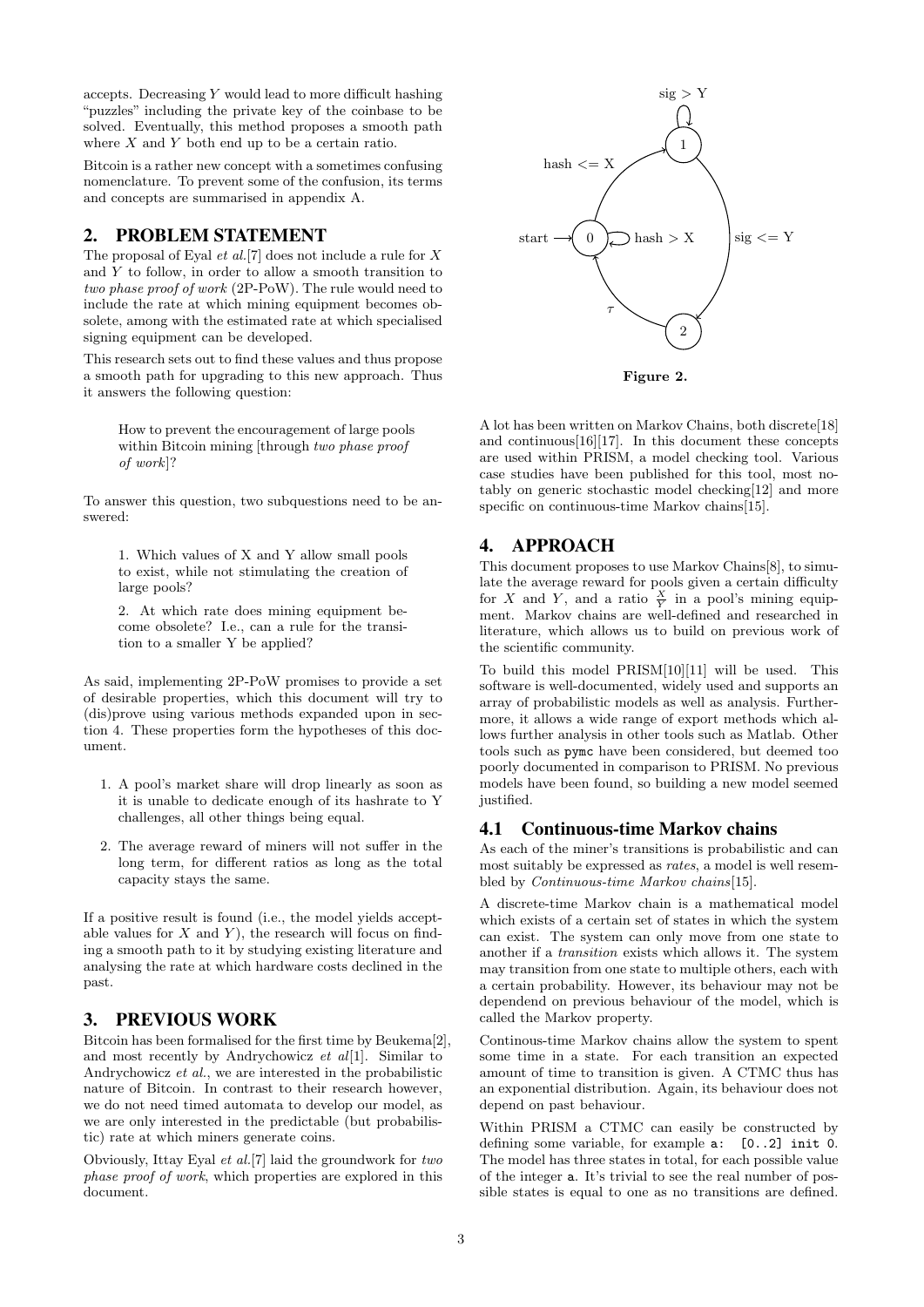accepts. Decreasing $Y$ would lead to more difficult hashing "puzzles" including the private key of the coinbase to be solved. Eventually, this method proposes a smooth path where $X$ and $Y$ both end up to be a certain ratio.

Bitcoin is a rather new concept with a sometimes confusing nomenclature. To prevent some of the confusion, its terms and concepts are summarised in appendix A.

## 2. PROBLEM STATEMENT

The proposal of Eyal *et al.*[7] does not include a rule for $X$ and $Y$ to follow, in order to allow a smooth transition to *two phase proof of work* (2P-PoW). The rule would need to include the rate at which mining equipment becomes obsolete, among with the estimated rate at which specialised signing equipment can be developed.

This research sets out to find these values and thus propose a smooth path for upgrading to this new approach. Thus it answers the following question:

> How to prevent the encouragement of large pools within Bitcoin mining [through *two phase proof of work*]?

To answer this question, two subquestions need to be answered:

> 1. Which values of X and Y allow small pools to exist, while not stimulating the creation of larger pools?
>
> 2. At which rate does mining equipment become obsolete? I.e., can a rule for the transition to a smaller Y be applied?

As said, implementing 2P-PoW promises to provide a set of desirable properties, which this document will try to (dis)prove using various methods expanded upon in section 4. These properties form the hypotheses of this document.

1. A pool's market share will drop linearly as soon as it is unable to dedicate enough of its hashrate to Y challenges, all other things being equal.
2. The average reward of miners will not suffer in the long term, for different ratios as long as the total capacity stays the same.

If a positive result is found (i.e., the model yields acceptable values for $X$ and $Y$), the research will focus on finding a smooth path to it by studying existing literature and analysing the rate at which hardware costs declined in the past.

## 3. PREVIOUS WORK

Bitcoin has been formalised for the first time by Beukema[2], and most recently by Andrychowicz *et al*[1]. Similar to Andrychowicz *et al.*, we are interested in the probabilistic nature of Bitcoin. In contrast to their research however, we do not need timed automata to develop our model, as we are only interested in the predictable (but probabilistic) rate at which miners generate coins.

Obviously, Ittay Eyal *et al.*[7] laid the groundwork for *two phase proof of work*, which properties are explored in this document.

**Figure 2.**

A lot has been written on Markov Chains, both discrete[18] and continuous[16][17]. In this document these concepts are used within PRISM, a model checking tool. Various case studies have been published for this tool, most notably on generic stochastic model checking[12] and more specific on continuous-time Markov chains[15].

## 4. APPROACH

This document proposes to use Markov Chains[8], to simulate the average reward for pools given a certain difficulty for $X$ and $Y$, and a ratio $\frac{X}{Y}$ in a pool's mining equipment. Markov chains are well-defined and researched in literature, which allows us to build on previous work of the scientific community.

To build this model PRISM[10][11] will be used. This software is well-documented, widely used and supports an array of probabilistic models as well as analysis. Furthermore, it allows a wide range of export methods which allows further analysis in other tools such as Matlab. Other tools such as `pymc` have been considered, but deemed too poorly documented in comparison to PRISM. No previous models have been found, so building a new model seemed justified.

### 4.1 Continuous-time Markov chains

As each of the miner's transitions is probabilistic and can most suitably be expressed as *rates*, a model is well resembled by *Continuous-time Markov chains*[15].

A discrete-time Markov chain is a mathematical model which exists of a certain set of states in which the system can exist. The system can only move from one state to another if a *transition* exists which allows it. The system may transition from one state to multiple others, each with a certain probability. However, its behaviour may not be dependend on previous behaviour of the model, which is called the Markov property.

Continous-time Markov chains allow the system to spent some time in a state. For each transition an expected amount of time to transition is given. A CTMC thus has an exponential distribution. Again, its behaviour does not depend on past behaviour.

Within PRISM a CTMC can easily be constructed by defining some variable, for example `a: [0..2] init 0`. The model has three states in total, for each possible value of the integer `a`. It's trivial to see the real number of possible states is equal to one as no transitions are defined.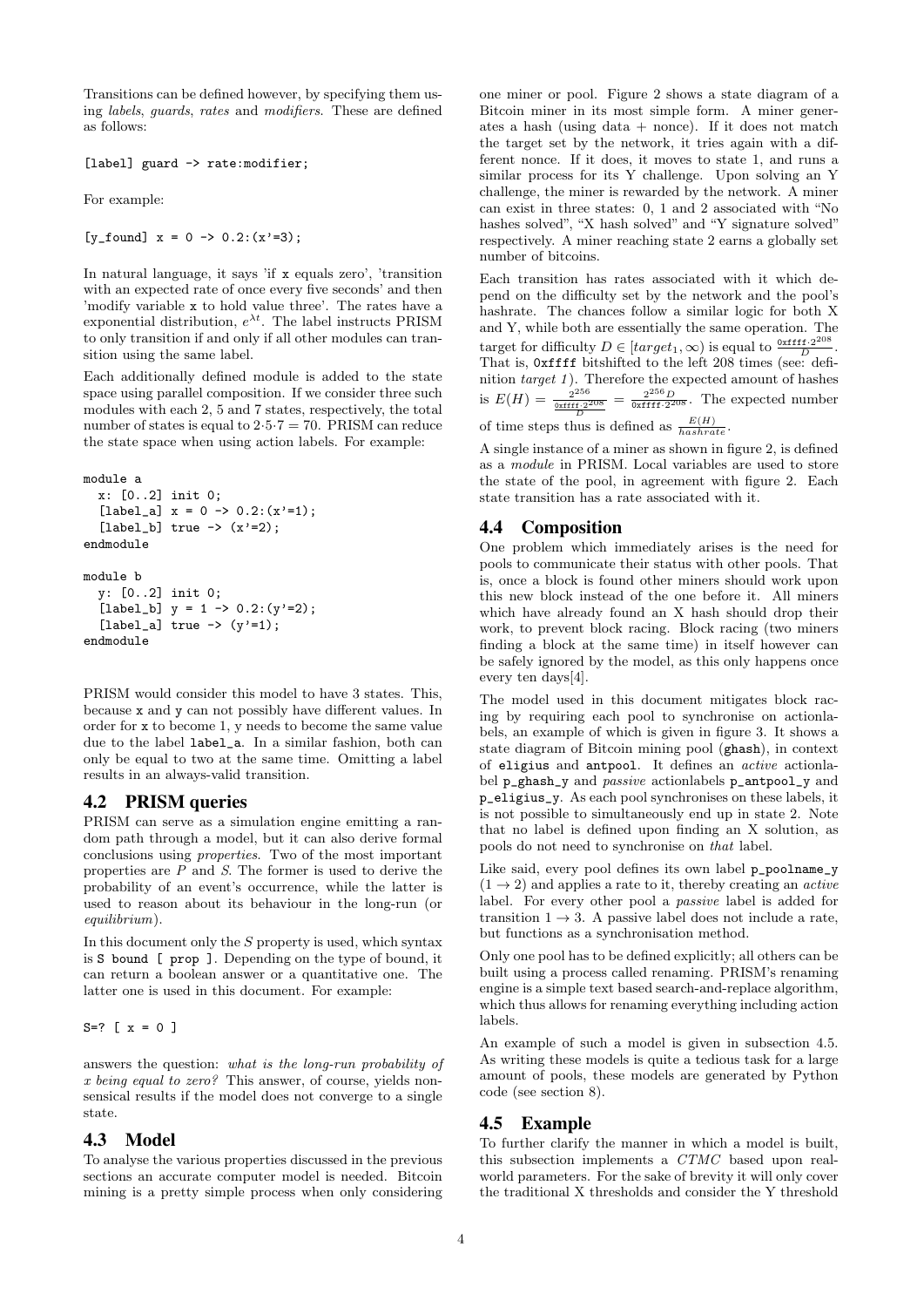Transitions can be defined however, by specifying them using *labels*, *guards*, *rates* and *modifiers*. These are defined as follows:

```
[label] guard -> rate:modifier;
```

For example:

```
[y_found] x = 0 -> 0.2:(x'=3);
```

In natural language, it says 'if x equals zero', 'transition with an expected rate of once every five seconds' and then 'modify variable x to hold value three'. The rates have a exponential distribution, $e^{\lambda t}$. The label instructs PRISM to only transition if and only if all other modules can transition using the same label.

Each additionally defined module is added to the state space using parallel composition. If we consider three such modules with each 2, 5 and 7 states, respectively, the total number of states is equal to $2 \cdot 5 \cdot 7 = 70$. PRISM can reduce the state space when using action labels. For example:

```
module a
  x: [0..2] init 0;
  [label_a] x = 0 -> 0.2:(x'=1);
  [label_b] true -> (x'=2);
endmodule

module b
  y: [0..2] init 0;
  [label_b] y = 1 -> 0.2:(y'=2);
  [label_a] true -> (y'=1);
endmodule
```

PRISM would consider this model to have 3 states. This, because x and y can not possibly have different values. In order for x to become 1, y needs to become the same value due to the label label_a. In a similar fashion, both can only be equal to two at the same time. Omitting a label results in an always-valid transition.

## 4.2 PRISM queries

PRISM can serve as a simulation engine emitting a random path through a model, but it can also derive formal conclusions using *properties*. Two of the most important properties are $P$ and $S$. The former is used to derive the probability of an event's occurrence, while the latter is used to reason about its behaviour in the long-run (or *equilibrium*).

In this document only the $S$ property is used, which syntax is `S bound [ prop ]`. Depending on the type of bound, it can return a boolean answer or a quantitative one. The latter one is used in this document. For example:

```
S=? [ x = 0 ]
```

answers the question: *what is the long-run probability of x being equal to zero?* This answer, of course, yields nonsensical results if the model does not converge to a single state.

## 4.3 Model

To analyse the various properties discussed in the previous sections an accurate computer model is needed. Bitcoin mining is a pretty simple process when only considering one miner or pool. Figure 2 shows a state diagram of a Bitcoin miner in its most simple form. A miner generates a hash (using data + nonce). If it does not match the target set by the network, it tries again with a different nonce. If it does, it moves to state 1, and runs a similar process for its Y challenge. Upon solving an Y challenge, the miner is rewarded by the network. A miner can exist in three states: 0, 1 and 2 associated with "No hashes solved", "X hash solved" and "Y signature solved" respectively. A miner reaching state 2 earns a globally set number of bitcoins.

Each transition has rates associated with it which depend on the difficulty set by the network and the pool's hashrate. The chances follow a similar logic for both X and Y, while both are essentially the same operation. The target for difficulty $D \in [target_1, \infty)$ is equal to $\frac{\texttt{0xffff} \cdot 2^{208}}{D}$. That is, 0xffff bitshifted to the left 208 times (see: definition *target 1*). Therefore the expected amount of hashes is $E(H) = \frac{2^{256}}{\frac{\texttt{0xffff} \cdot 2^{208}}{D}} = \frac{2^{256} D}{\texttt{0xffff} \cdot 2^{208}}$. The expected number of time steps thus is defined as $\frac{E(H)}{hashrate}$.

A single instance of a miner as shown in figure 2, is defined as a *module* in PRISM. Local variables are used to store the state of the pool, in agreement with figure 2. Each state transition has a rate associated with it.

## 4.4 Composition

One problem which immediately arises is the need for pools to communicate their status with other pools. That is, once a block is found other miners should work upon this new block instead of the one before it. All miners which have already found an X hash should drop their work, to prevent block racing. Block racing (two miners finding a block at the same time) in itself however can be safely ignored by the model, as this only happens once every ten days[4].

The model used in this document mitigates block racing by requiring each pool to synchronise on actionlabels, an example of which is given in figure 3. It shows a state diagram of Bitcoin mining pool (**ghash**), in context of **eligius** and **antpool**. It defines an *active* actionlabel **p_ghash_y** and *passive* actionlabels **p_antpool_y** and **p_eligius_y**. As each pool synchronises on these labels, it is not possible to simultaneously end up in state 2. Note that no label is defined upon finding an X solution, as pools do not need to synchronise on *that* label.

Like said, every pool defines its own label **p_poolname_y** $(1 \rightarrow 2)$ and applies a rate to it, thereby creating an *active* label. For every other pool a *passive* label is added for transition $1 \rightarrow 3$. A passive label does not include a rate, but functions as a synchronisation method.

Only one pool has to be defined explicitly; all others can be built using a process called renaming. PRISM's renaming engine is a simple text based search-and-replace algorithm, which thus allows for renaming everything including action labels.

An example of such a model is given in subsection 4.5. As writing these models is quite a tedious task for a large amount of pools, these models are generated by Python code (see section 8).

## 4.5 Example

To further clarify the manner in which a model is built, this subsection implements a *CTMC* based upon real-world parameters. For the sake of brevity it will only cover the traditional X thresholds and consider the Y threshold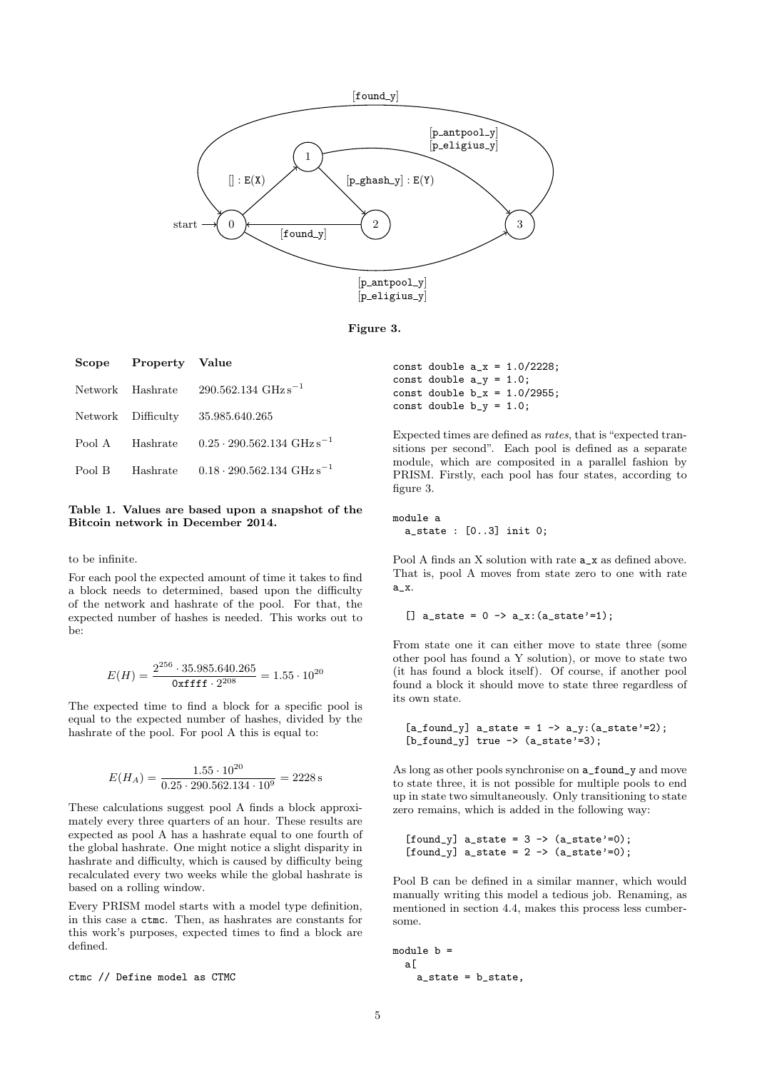Figure 3.

| Scope | Property | Value |
|---|---|---|
| Network | Hashrate | $290.562.134\ \mathrm{GHz\,s^{-1}}$ |
| Network | Difficulty | 35.985.640.265 |
| Pool A | Hashrate | $0.25 \cdot 290.562.134\ \mathrm{GHz\,s^{-1}}$ |
| Pool B | Hashrate | $0.18 \cdot 290.562.134\ \mathrm{GHz\,s^{-1}}$ |

**Table 1. Values are based upon a snapshot of the Bitcoin network in December 2014.**

to be infinite.

For each pool the expected amount of time it takes to find a block needs to determined, based upon the difficulty of the network and hashrate of the pool. For that, the expected number of hashes is needed. This works out to be:

$$E(H) = \frac{2^{256} \cdot 35.985.640.265}{\texttt{0xffff} \cdot 2^{208}} = 1.55 \cdot 10^{20}$$

The expected time to find a block for a specific pool is equal to the expected number of hashes, divided by the hashrate of the pool. For pool A this is equal to:

$$E(H_A) = \frac{1.55 \cdot 10^{20}}{0.25 \cdot 290.562.134 \cdot 10^{9}} = 2228\,\mathrm{s}$$

These calculations suggest pool A finds a block approximately every three quarters of an hour. These results are expected as pool A has a hashrate equal to one fourth of the global hashrate. One might notice a slight disparity in hashrate and difficulty, which is caused by difficulty being recalculated every two weeks while the global hashrate is based on a rolling window.

Every PRISM model starts with a model type definition, in this case a `ctmc`. Then, as hashrates are constants for this work's purposes, expected times to find a block are defined.

```
ctmc // Define model as CTMC
```

```
const double a_x = 1.0/2228;
const double a_y = 1.0;
const double b_x = 1.0/2955;
const double b_y = 1.0;
```

Expected times are defined as *rates*, that is "expected transitions per second". Each pool is defined as a separate module, which are composited in a parallel fashion by PRISM. Firstly, each pool has four states, according to figure 3.

```
module a
  a_state : [0..3] init 0;
```

Pool A finds an X solution with rate `a_x` as defined above. That is, pool A moves from state zero to one with rate `a_x`.

```
  [] a_state = 0 -> a_x:(a_state'=1);
```

From state one it can either move to state three (some other pool has found a Y solution), or move to state two (it has found a block itself). Of course, if another pool found a block it should move to state three regardless of its own state.

```
  [a_found_y] a_state = 1 -> a_y:(a_state'=2);
  [b_found_y] true -> (a_state'=3);
```

As long as other pools synchronise on `a_found_y` and move to state three, it is not possible for multiple pools to end up in state two simultaneously. Only transitioning to state zero remains, which is added in the following way:

```
  [found_y] a_state = 3 -> (a_state'=0);
  [found_y] a_state = 2 -> (a_state'=0);
```

Pool B can be defined in a similar manner, which would manually writing this model a tedious job. Renaming, as mentioned in section 4.4, makes this process less cumbersome.

```
module b =
  a[
    a_state = b_state,
```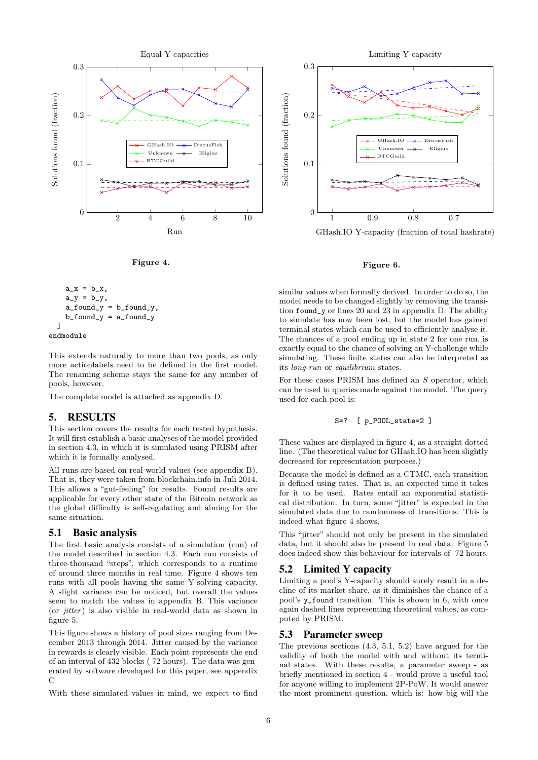Figure 4.

Figure 6.

```
    a_x = b_x,
    a_y = b_y,
    a_found_y = b_found_y,
    b_found_y = a_found_y
  ]
endmodule
```

This extends naturally to more than two pools, as only more actionlabels need to be defined in the first model. The renaming scheme stays the same for any number of pools, however.

The complete model is attached as appendix D.

## 5. RESULTS

This section covers the results for each tested hypothesis. It will first establish a basic analyses of the model provided in section 4.3, in which it is simulated using PRISM after which it is formally analysed.

All runs are based on real-world values (see appendix B). That is, they were taken from blockchain.info in Juli 2014. This allows a "gut-feeling" for results. Found results are applicable for every other state of the Bitcoin network as the global difficulty is self-regulating and aiming for the same situation.

### 5.1 Basic analysis

The first basic analysis consists of a simulation (run) of the model described in section 4.3. Each run consists of three-thousand "steps", which corresponds to a runtime of around three months in real time. Figure 4 shows ten runs with all pools having the same Y-solving capacity. A slight variance can be noticed, but overall the values seem to match the values in appendix B. This variance (or *jitter*) is also visible in real-world data as shown in figure 5.

This figure shows a history of pool sizes ranging from December 2013 through 2014. Jitter caused by the variance in rewards is clearly visible. Each point represents the end of an interval of 432 blocks ( 72 hours). The data was generated by software developed for this paper, see appendix C

With these simulated values in mind, we expect to find similar values when formally derived. In order to do so, the model needs to be changed slightly by removing the transition `found_y` or lines 20 and 23 in appendix D. The ability to simulate has now been lost, but the model has gained terminal states which can be used to efficiently analyse it. The chances of a pool ending up in state 2 for one run, is exactly equal to the chance of solving an Y-challenge while simulating. These finite states can also be interpreted as its *long-run* or *equilibrium* states.

For these cases PRISM has defined an $S$ operator, which can be used in queries made against the model. The query used for each pool is:

```
S=?  [ p_POOL_state=2 ]
```

These values are displayed in figure 4, as a straight dotted line. (The theoretical value for GHash.IO has been slightly decreased for representation purposes.)

Because the model is defined as a CTMC, each transition is defined using rates. That is, an expected time it takes for it to be used. Rates entail an exponential statistical distribution. In turn, some "jitter" is expected in the simulated data due to randomness of transitions. This is indeed what figure 4 shows.

This "jitter" should not only be present in the simulated data, but it should also be present in real data. Figure 5 does indeed show this behaviour for intervals of 72 hours.

### 5.2 Limited Y capacity

Limiting a pool's Y-capacity should surely result in a decline of its market share, as it diminishes the chance of a pool's `y_found` transition. This is shown in 6, with once again dashed lines representing theoretical values, as computed by PRISM.

### 5.3 Parameter sweep

The previous sections (4.3, 5.1, 5.2) have argued for the validity of both the model with and without its terminal states. With these results, a parameter sweep - as briefly mentioned in section 4 - would prove a useful tool for anyone willing to implement 2P-PoW. It would answer the most prominent question, which is: how big will the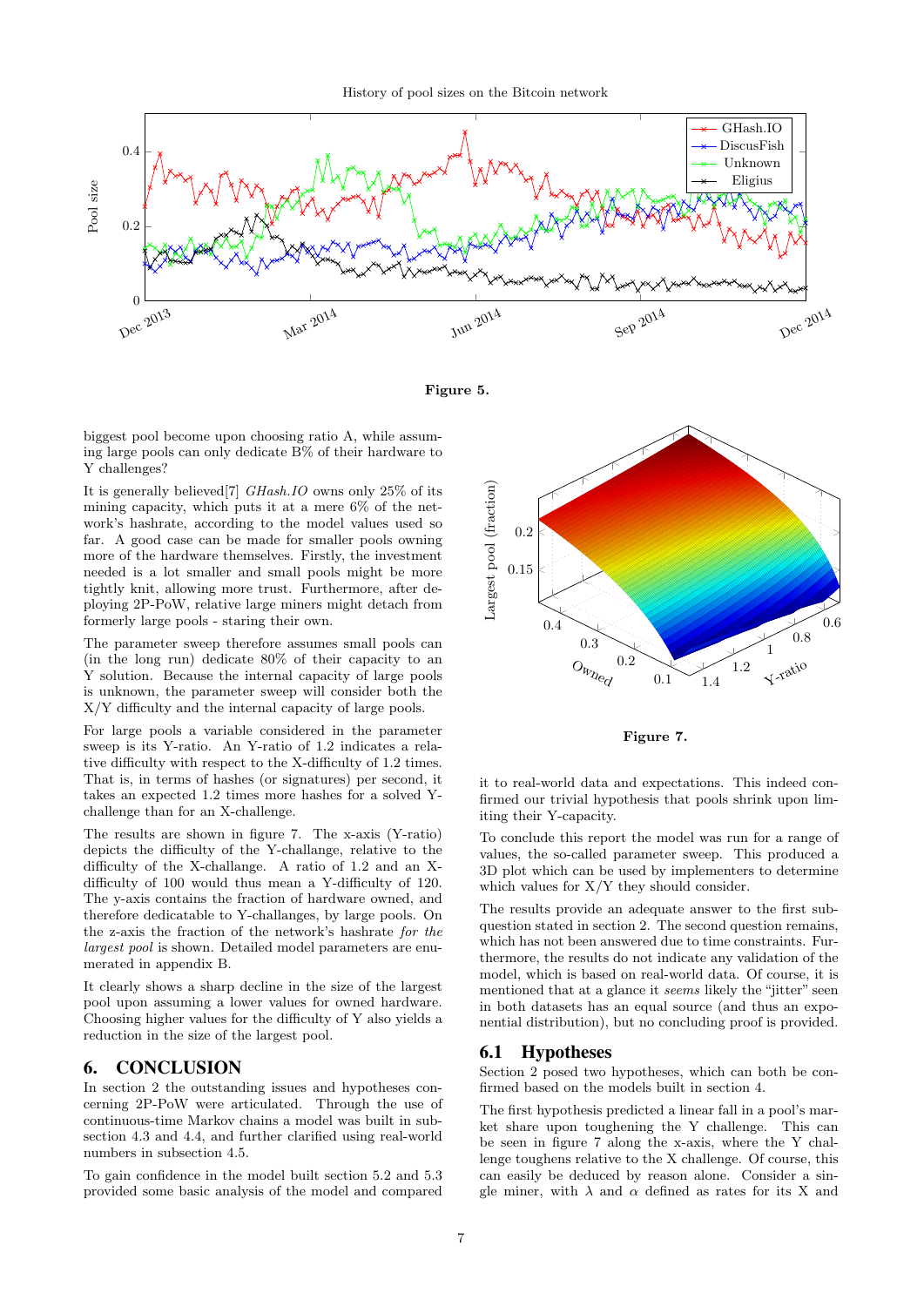**Figure 5.**

biggest pool become upon choosing ratio A, while assuming large pools can only dedicate B% of their hardware to Y challenges?

It is generally believed[7] *GHash.IO* owns only 25% of its mining capacity, which puts it at a mere 6% of the network's hashrate, according to the model values used so far. A good case can be made for smaller pools owning more of the hardware themselves. Firstly, the investment needed is a lot smaller and small pools might be more tightly knit, allowing more trust. Furthermore, after deploying 2P-PoW, relative large miners might detach from formerly large pools - staring their own.

The parameter sweep therefore assumes small pools can (in the long run) dedicate 80% of their capacity to an Y solution. Because the internal capacity of large pools is unknown, the parameter sweep will consider both the X/Y difficulty and the internal capacity of large pools.

For large pools a variable considered in the parameter sweep is its Y-ratio. An Y-ratio of 1.2 indicates a relative difficulty with respect to the X-difficulty of 1.2 times. That is, in terms of hashes (or signatures) per second, it takes an expected 1.2 times more hashes for a solved Y-challenge than for an X-challenge.

The results are shown in figure 7. The x-axis (Y-ratio) depicts the difficulty of the Y-challange, relative to the difficulty of the X-challange. A ratio of 1.2 and an X-difficulty of 100 would thus mean a Y-difficulty of 120. The y-axis contains the fraction of hardware owned, and therefore dedicatable to Y-challanges, by large pools. On the z-axis the fraction of the network's hashrate *for the largest pool* is shown. Detailed model parameters are enumerated in appendix B.

It clearly shows a sharp decline in the size of the largest pool upon assuming a lower values for owned hardware. Choosing higher values for the difficulty of Y also yields a reduction in the size of the largest pool.

# 6. CONCLUSION

In section 2 the outstanding issues and hypotheses concerning 2P-PoW were articulated. Through the use of continuous-time Markov chains a model was built in subsection 4.3 and 4.4, and further clarified using real-world numbers in subsection 4.5.

To gain confidence in the model built section 5.2 and 5.3 provided some basic analysis of the model and compared it to real-world data and expectations. This indeed confirmed our trivial hypothesis that pools shrink upon limiting their Y-capacity.

**Figure 7.**

To conclude this report the model was run for a range of values, the so-called parameter sweep. This produced a 3D plot which can be used by implementers to determine which values for X/Y they should consider.

The results provide an adequate answer to the first subquestion stated in section 2. The second question remains, which has not been answered due to time constraints. Furthermore, the results do not indicate any validation of the model, which is based on real-world data. Of course, it is mentioned that at a glance it *seems* likely the "jitter" seen in both datasets has an equal source (and thus an exponential distribution), but no concluding proof is provided.

## 6.1 Hypotheses

Section 2 posed two hypotheses, which can both be confirmed based on the models built in section 4.

The first hypothesis predicted a linear fall in a pool's market share upon toughening the Y challenge. This can be seen in figure 7 along the x-axis, where the Y challenge toughens relative to the X challenge. Of course, this can easily be deduced by reason alone. Consider a single miner, with $\lambda$ and $\alpha$ defined as rates for its X and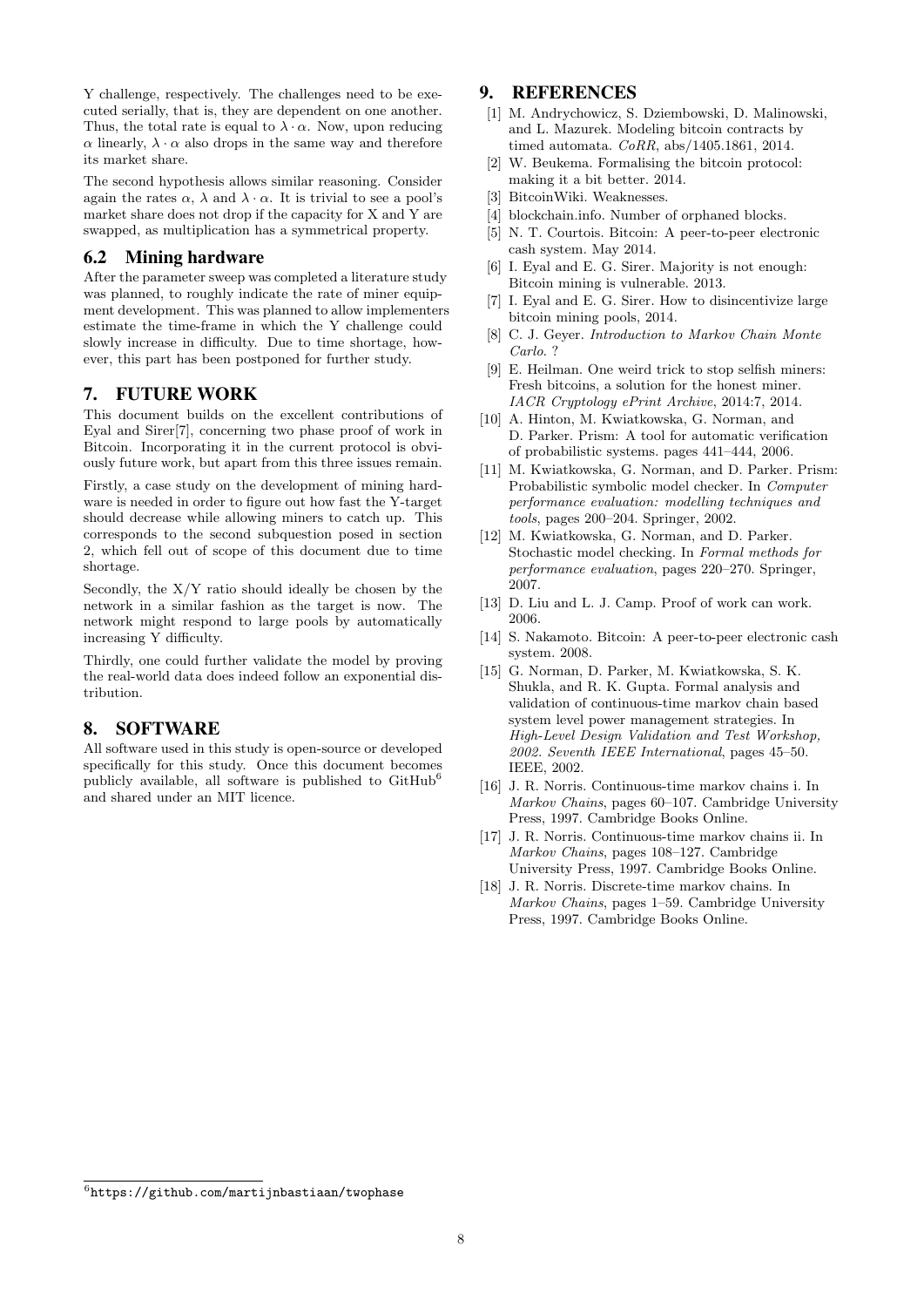Y challenge, respectively. The challenges need to be executed serially, that is, they are dependent on one another. Thus, the total rate is equal to $\lambda \cdot \alpha$. Now, upon reducing $\alpha$ linearly, $\lambda \cdot \alpha$ also drops in the same way and therefore its market share.

The second hypothesis allows similar reasoning. Consider again the rates $\alpha$, $\lambda$ and $\lambda \cdot \alpha$. It is trivial to see a pool's market share does not drop if the capacity for X and Y are swapped, as multiplication has a symmetrical property.

## 6.2 Mining hardware

After the parameter sweep was completed a literature study was planned, to roughly indicate the rate of miner equipment development. This was planned to allow implementers estimate the time-frame in which the Y challenge could slowly increase in difficulty. Due to time shortage, however, this part has been postponed for further study.

# 7. FUTURE WORK

This document builds on the excellent contributions of Eyal and Sirer[7], concerning two phase proof of work in Bitcoin. Incorporating it in the current protocol is obviously future work, but apart from this three issues remain.

Firstly, a case study on the development of mining hardware is needed in order to figure out how fast the Y-target should decrease while allowing miners to catch up. This corresponds to the second subquestion posed in section 2, which fell out of scope of this document due to time shortage.

Secondly, the X/Y ratio should ideally be chosen by the network in a similar fashion as the target is now. The network might respond to large pools by automatically increasing Y difficulty.

Thirdly, one could further validate the model by proving the real-world data does indeed follow an exponential distribution.

# 8. SOFTWARE

All software used in this study is open-source or developed specifically for this study. Once this document becomes publicly available, all software is published to GitHub[6] and shared under an MIT licence.

[6] https://github.com/martijnbastiaan/twophase

# 9. REFERENCES

[1] M. Andrychowicz, S. Dziembowski, D. Malinowski, and L. Mazurek. Modeling bitcoin contracts by timed automata. *CoRR*, abs/1405.1861, 2014.

[2] W. Beukema. Formalising the bitcoin protocol: making it a bit better. 2014.

[3] BitcoinWiki. Weaknesses.

[4] blockchain.info. Number of orphaned blocks.

[5] N. T. Courtois. Bitcoin: A peer-to-peer electronic cash system. May 2014.

[6] I. Eyal and E. G. Sirer. Majority is not enough: Bitcoin mining is vulnerable. 2013.

[7] I. Eyal and E. G. Sirer. How to disincentivize large bitcoin mining pools, 2014.

[8] C. J. Geyer. *Introduction to Markov Chain Monte Carlo*. ?

[9] E. Heilman. One weird trick to stop selfish miners: Fresh bitcoins, a solution for the honest miner. *IACR Cryptology ePrint Archive*, 2014:7, 2014.

[10] A. Hinton, M. Kwiatkowska, G. Norman, and D. Parker. Prism: A tool for automatic verification of probabilistic systems. pages 441–444, 2006.

[11] M. Kwiatkowska, G. Norman, and D. Parker. Prism: Probabilistic symbolic model checker. In *Computer performance evaluation: modelling techniques and tools*, pages 200–204. Springer, 2002.

[12] M. Kwiatkowska, G. Norman, and D. Parker. Stochastic model checking. In *Formal methods for performance evaluation*, pages 220–270. Springer, 2007.

[13] D. Liu and L. J. Camp. Proof of work can work. 2006.

[14] S. Nakamoto. Bitcoin: A peer-to-peer electronic cash system. 2008.

[15] G. Norman, D. Parker, M. Kwiatkowska, S. K. Shukla, and R. K. Gupta. Formal analysis and validation of continuous-time markov chain based system level power management strategies. In *High-Level Design Validation and Test Workshop, 2002. Seventh IEEE International*, pages 45–50. IEEE, 2002.

[16] J. R. Norris. Continuous-time markov chains i. In *Markov Chains*, pages 60–107. Cambridge University Press, 1997. Cambridge Books Online.

[17] J. R. Norris. Continuous-time markov chains ii. In *Markov Chains*, pages 108–127. Cambridge University Press, 1997. Cambridge Books Online.

[18] J. R. Norris. Discrete-time markov chains. In *Markov Chains*, pages 1–59. Cambridge University Press, 1997. Cambridge Books Online.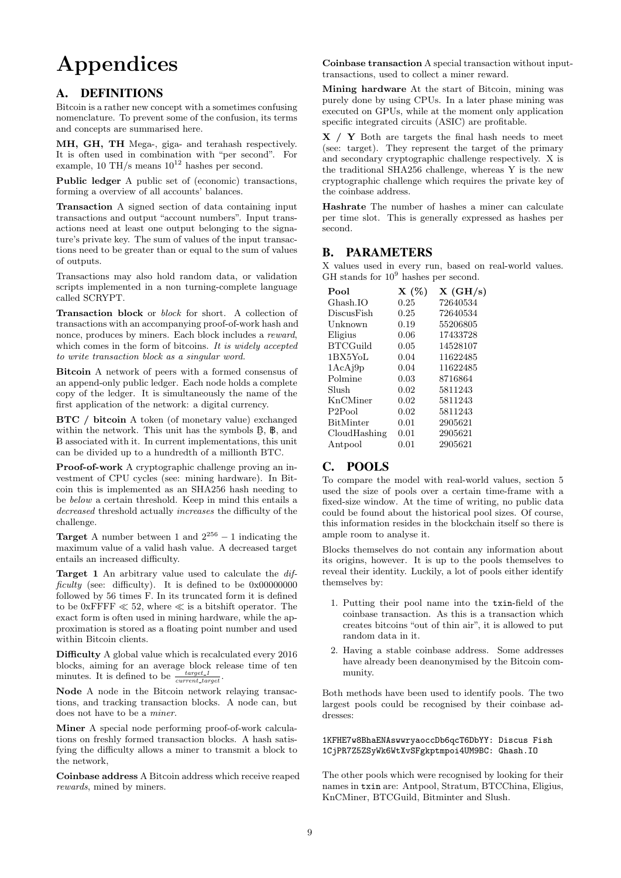# Appendices

## A. DEFINITIONS

Bitcoin is a rather new concept with a sometimes confusing nomenclature. To prevent some of the confusion, its terms and concepts are summarised here.

**MH, GH, TH** Mega-, giga- and terahash respectively. It is often used in combination with "per second". For example, 10 TH/s means $10^{12}$ hashes per second.

**Public ledger** A public set of (economic) transactions, forming a overview of all accounts' balances.

**Transaction** A signed section of data containing input transactions and output "account numbers". Input transactions need at least one output belonging to the signature's private key. The sum of values of the input transactions need to be greater than or equal to the sum of values of outputs.

Transactions may also hold random data, or validation scripts implemented in a non turning-complete language called SCRYPT.

**Transaction block** or *block* for short. A collection of transactions with an accompanying proof-of-work hash and nonce, produces by miners. Each block includes a *reward*, which comes in the form of bitcoins. *It is widely accepted to write transaction block as a singular word.*

**Bitcoin** A network of peers with a formed consensus of an append-only public ledger. Each node holds a complete copy of the ledger. It is simultaneously the name of the first application of the network: a digital currency.

**BTC / bitcoin** A token (of monetary value) exchanged within the network. This unit has the symbols Ƀ, ฿, and B associated with it. In current implementations, this unit can be divided up to a hundredth of a millionth BTC.

**Proof-of-work** A cryptographic challenge proving an investment of CPU cycles (see: mining hardware). In Bitcoin this is implemented as an SHA256 hash needing to be *below* a certain threshold. Keep in mind this entails a *decreased* threshold actually *increases* the difficulty of the challenge.

**Target** A number between 1 and $2^{256} - 1$ indicating the maximum value of a valid hash value. A decreased target entails an increased difficulty.

**Target 1** An arbitrary value used to calculate the *difficulty* (see: difficulty). It is defined to be 0x00000000 followed by 56 times F. In its truncated form it is defined to be $0xFFFF \ll 52$, where $\ll$ is a bitshift operator. The exact form is often used in mining hardware, while the approximation is stored as a floating point number and used within Bitcoin clients.

**Difficulty** A global value which is recalculated every 2016 blocks, aiming for an average block release time of ten minutes. It is defined to be $\frac{target\_1}{current\_target}$.

**Node** A node in the Bitcoin network relaying transactions, and tracking transaction blocks. A node can, but does not have to be a *miner*.

**Miner** A special node performing proof-of-work calculations on freshly formed transaction blocks. A hash satisfying the difficulty allows a miner to transmit a block to the network,

**Coinbase address** A Bitcoin address which receive reaped *rewards*, mined by miners.

**Coinbase transaction** A special transaction without input-transactions, used to collect a miner reward.

**Mining hardware** At the start of Bitcoin, mining was purely done by using CPUs. In a later phase mining was executed on GPUs, while at the moment only application specific integrated circuits (ASIC) are profitable.

**X / Y** Both are targets the final hash needs to meet (see: target). They represent the target of the primary and secondary cryptographic challenge respectively. X is the traditional SHA256 challenge, whereas Y is the new cryptographic challenge which requires the private key of the coinbase address.

**Hashrate** The number of hashes a miner can calculate per time slot. This is generally expressed as hashes per second.

## B. PARAMETERS

X values used in every run, based on real-world values. GH stands for $10^9$ hashes per second.

| Pool | X (%) | X (GH/s) |
|---|---|---|
| Ghash.IO | 0.25 | 72640534 |
| DiscusFish | 0.25 | 72640534 |
| Unknown | 0.19 | 55206805 |
| Eligius | 0.06 | 17433728 |
| BTCGuild | 0.05 | 14528107 |
| 1BX5YoL | 0.04 | 11622485 |
| 1AcAj9p | 0.04 | 11622485 |
| Polmine | 0.03 | 8716864 |
| Slush | 0.02 | 5811243 |
| KnCMiner | 0.02 | 5811243 |
| P2Pool | 0.02 | 5811243 |
| BitMinter | 0.01 | 2905621 |
| CloudHashing | 0.01 | 2905621 |
| Antpool | 0.01 | 2905621 |

## C. POOLS

To compare the model with real-world values, section 5 used the size of pools over a certain time-frame with a fixed-size window. At the time of writing, no public data could be found about the historical pool sizes. Of course, this information resides in the blockchain itself so there is ample room to analyse it.

Blocks themselves do not contain any information about its origins, however. It is up to the pools themselves to reveal their identity. Luckily, a lot of pools either identify themselves by:

1. Putting their pool name into the `txin`-field of the coinbase transaction. As this is a transaction which creates bitcoins "out of thin air", it is allowed to put random data in it.
2. Having a stable coinbase address. Some addresses have already been deanonymised by the Bitcoin community.

Both methods have been used to identify pools. The two largest pools could be recognised by their coinbase addresses:

```
1KFHE7w8BhaENAswwryaoccDb6qcT6DbYY: Discus Fish
1CjPR7Z5ZSyWk6WtXvSFgkptmpoi4UM9BC: Ghash.IO
```

The other pools which were recognised by looking for their names in `txin` are: Antpool, Stratum, BTCChina, Eligius, KnCMiner, BTCGuild, Bitminter and Slush.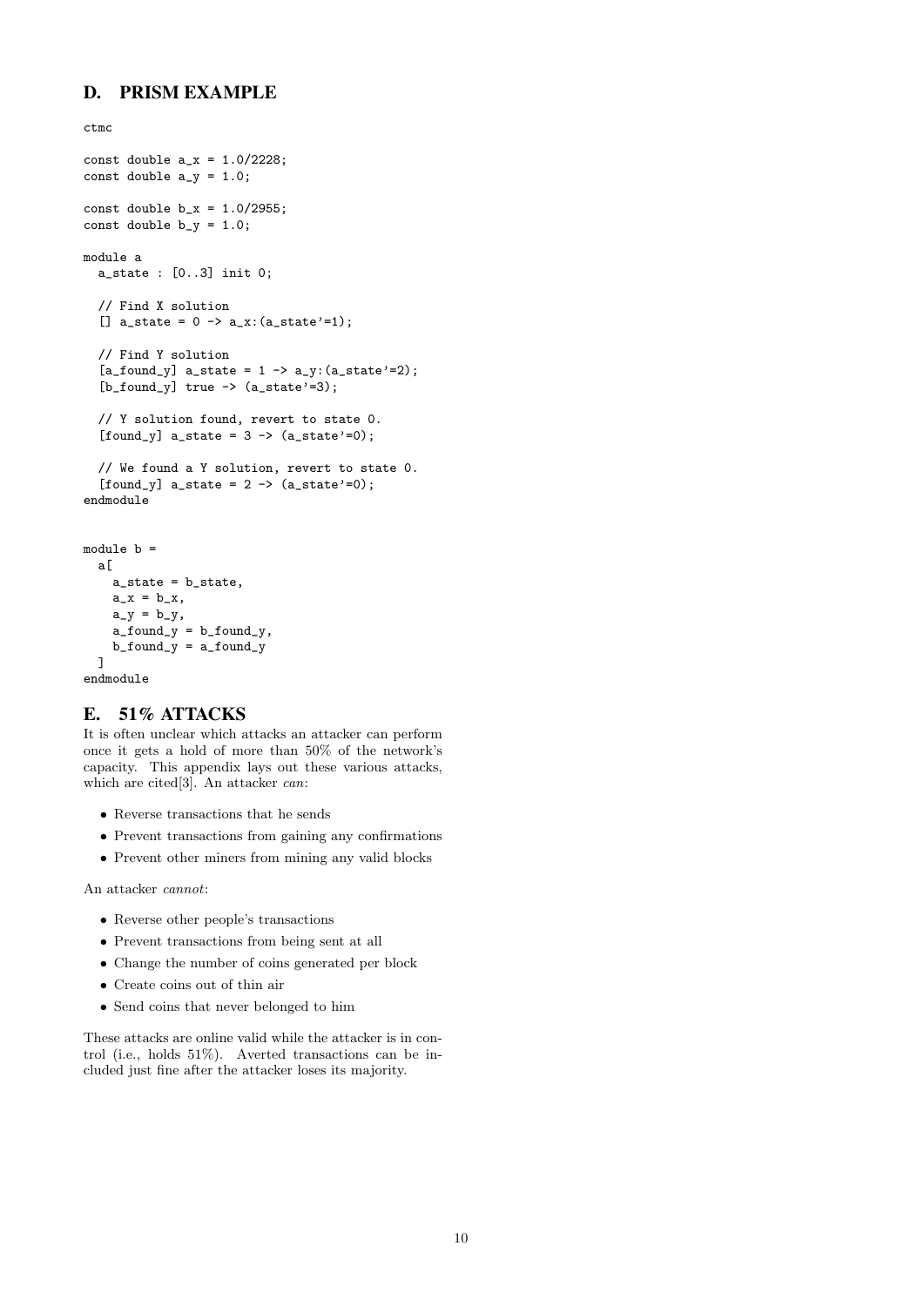## D. PRISM EXAMPLE

```
ctmc

const double a_x = 1.0/2228;
const double a_y = 1.0;

const double b_x = 1.0/2955;
const double b_y = 1.0;

module a
  a_state : [0..3] init 0;

  // Find X solution
  [] a_state = 0 -> a_x:(a_state'=1);

  // Find Y solution
  [a_found_y] a_state = 1 -> a_y:(a_state'=2);
  [b_found_y] true -> (a_state'=3);

  // Y solution found, revert to state 0.
  [found_y] a_state = 3 -> (a_state'=0);

  // We found a Y solution, revert to state 0.
  [found_y] a_state = 2 -> (a_state'=0);
endmodule


module b =
  a[
    a_state = b_state,
    a_x = b_x,
    a_y = b_y,
    a_found_y = b_found_y,
    b_found_y = a_found_y
  ]
endmodule
```

## E. 51% ATTACKS

It is often unclear which attacks an attacker can perform once it gets a hold of more than 50% of the network's capacity. This appendix lays out these various attacks, which are cited[3]. An attacker *can*:

- Reverse transactions that he sends
- Prevent transactions from gaining any confirmations
- Prevent other miners from mining any valid blocks

An attacker *cannot*:

- Reverse other people's transactions
- Prevent transactions from being sent at all
- Change the number of coins generated per block
- Create coins out of thin air
- Send coins that never belonged to him

These attacks are online valid while the attacker is in control (i.e., holds 51%). Averted transactions can be included just fine after the attacker loses its majority.